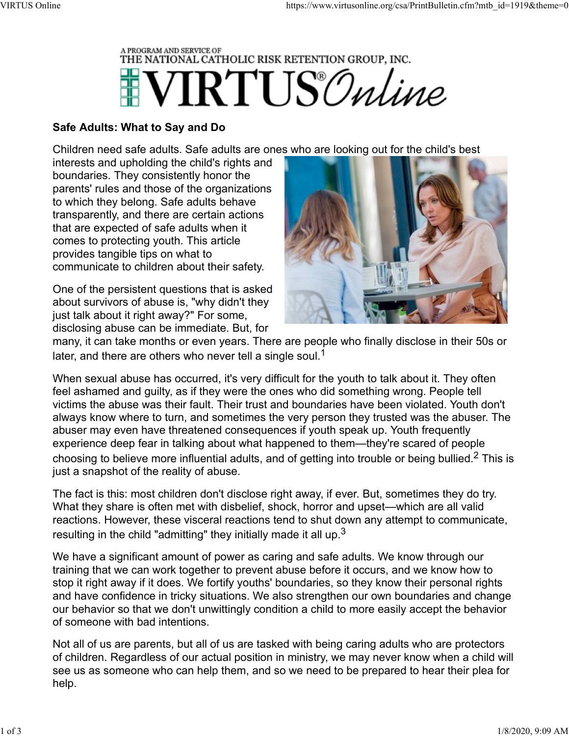A PROGRAM AND SERVICE OF
THE NATIONAL CATHOLIC RISK RETENTION GROUP, INC.

VIRTUS® Online

## Safe Adults: What to Say and Do

Children need safe adults. Safe adults are ones who are looking out for the child's best interests and upholding the child's rights and boundaries. They consistently honor the parents' rules and those of the organizations to which they belong. Safe adults behave transparently, and there are certain actions that are expected of safe adults when it comes to protecting youth. This article provides tangible tips on what to communicate to children about their safety.

One of the persistent questions that is asked about survivors of abuse is, "why didn't they just talk about it right away?" For some, disclosing abuse can be immediate. But, for many, it can take months or even years. There are people who finally disclose in their 50s or later, and there are others who never tell a single soul.[1]

When sexual abuse has occurred, it's very difficult for the youth to talk about it. They often feel ashamed and guilty, as if they were the ones who did something wrong. People tell victims the abuse was their fault. Their trust and boundaries have been violated. Youth don't always know where to turn, and sometimes the very person they trusted was the abuser. The abuser may even have threatened consequences if youth speak up. Youth frequently experience deep fear in talking about what happened to them—they're scared of people choosing to believe more influential adults, and of getting into trouble or being bullied.[2] This is just a snapshot of the reality of abuse.

The fact is this: most children don't disclose right away, if ever. But, sometimes they do try. What they share is often met with disbelief, shock, horror and upset—which are all valid reactions. However, these visceral reactions tend to shut down any attempt to communicate, resulting in the child "admitting" they initially made it all up.[3]

We have a significant amount of power as caring and safe adults. We know through our training that we can work together to prevent abuse before it occurs, and we know how to stop it right away if it does. We fortify youths' boundaries, so they know their personal rights and have confidence in tricky situations. We also strengthen our own boundaries and change our behavior so that we don't unwittingly condition a child to more easily accept the behavior of someone with bad intentions.

Not all of us are parents, but all of us are tasked with being caring adults who are protectors of children. Regardless of our actual position in ministry, we may never know when a child will see us as someone who can help them, and so we need to be prepared to hear their plea for help.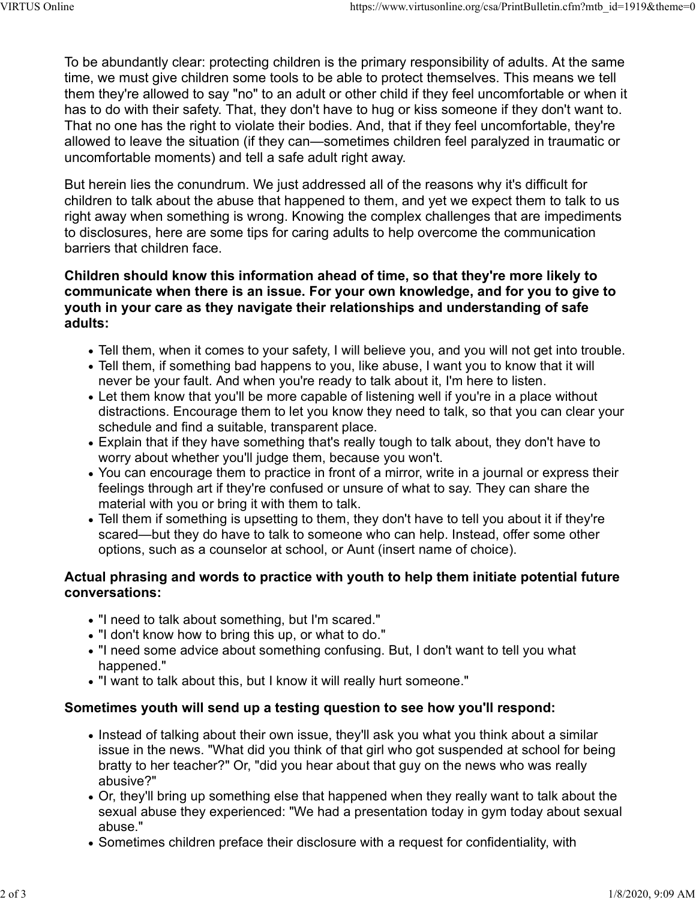To be abundantly clear: protecting children is the primary responsibility of adults. At the same time, we must give children some tools to be able to protect themselves. This means we tell them they're allowed to say "no" to an adult or other child if they feel uncomfortable or when it has to do with their safety. That, they don't have to hug or kiss someone if they don't want to. That no one has the right to violate their bodies. And, that if they feel uncomfortable, they're allowed to leave the situation (if they can—sometimes children feel paralyzed in traumatic or uncomfortable moments) and tell a safe adult right away.

But herein lies the conundrum. We just addressed all of the reasons why it's difficult for children to talk about the abuse that happened to them, and yet we expect them to talk to us right away when something is wrong. Knowing the complex challenges that are impediments to disclosures, here are some tips for caring adults to help overcome the communication barriers that children face.

**Children should know this information ahead of time, so that they're more likely to communicate when there is an issue. For your own knowledge, and for you to give to youth in your care as they navigate their relationships and understanding of safe adults:**

- Tell them, when it comes to your safety, I will believe you, and you will not get into trouble.
- Tell them, if something bad happens to you, like abuse, I want you to know that it will never be your fault. And when you're ready to talk about it, I'm here to listen.
- Let them know that you'll be more capable of listening well if you're in a place without distractions. Encourage them to let you know they need to talk, so that you can clear your schedule and find a suitable, transparent place.
- Explain that if they have something that's really tough to talk about, they don't have to worry about whether you'll judge them, because you won't.
- You can encourage them to practice in front of a mirror, write in a journal or express their feelings through art if they're confused or unsure of what to say. They can share the material with you or bring it with them to talk.
- Tell them if something is upsetting to them, they don't have to tell you about it if they're scared—but they do have to talk to someone who can help. Instead, offer some other options, such as a counselor at school, or Aunt (insert name of choice).

**Actual phrasing and words to practice with youth to help them initiate potential future conversations:**

- "I need to talk about something, but I'm scared."
- "I don't know how to bring this up, or what to do."
- "I need some advice about something confusing. But, I don't want to tell you what happened."
- "I want to talk about this, but I know it will really hurt someone."

**Sometimes youth will send up a testing question to see how you'll respond:**

- Instead of talking about their own issue, they'll ask you what you think about a similar issue in the news. "What did you think of that girl who got suspended at school for being bratty to her teacher?" Or, "did you hear about that guy on the news who was really abusive?"
- Or, they'll bring up something else that happened when they really want to talk about the sexual abuse they experienced: "We had a presentation today in gym today about sexual abuse."
- Sometimes children preface their disclosure with a request for confidentiality, with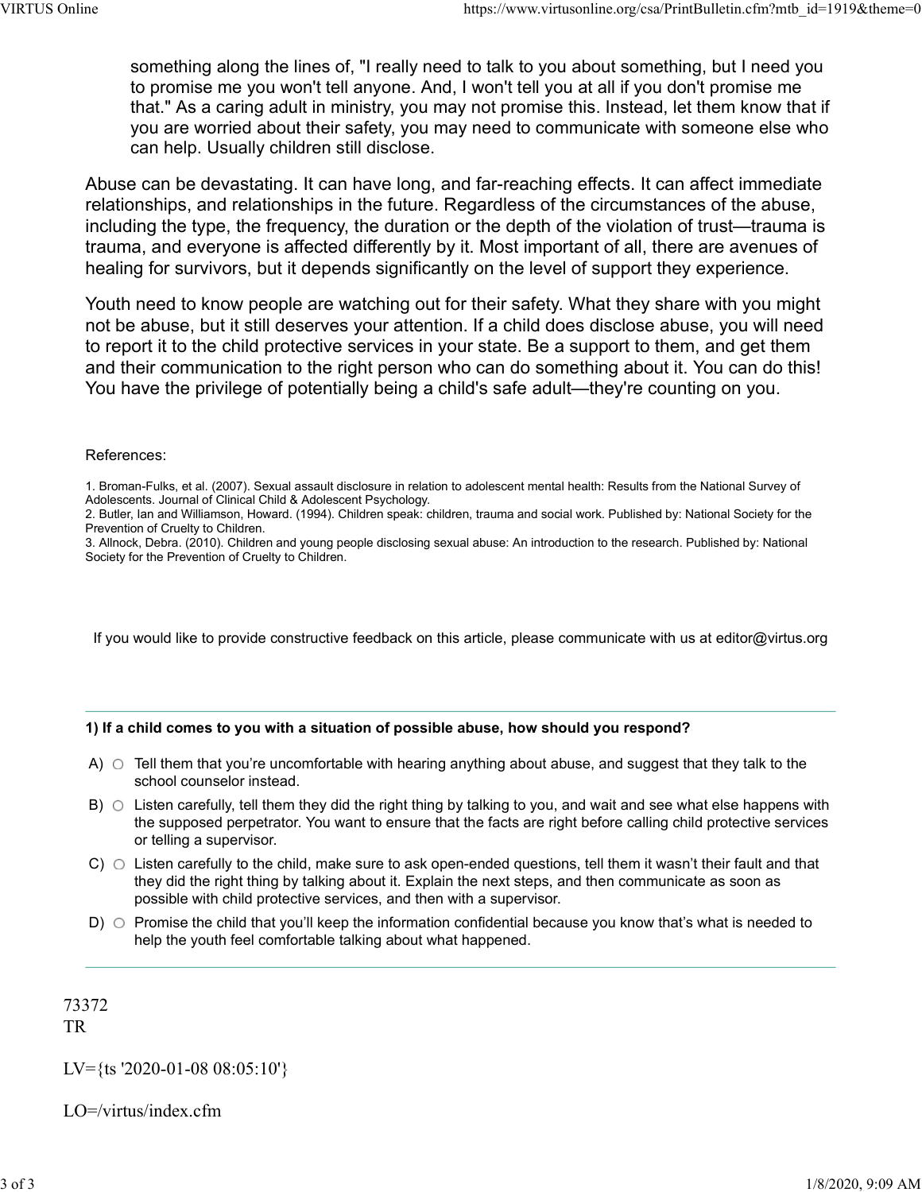something along the lines of, "I really need to talk to you about something, but I need you to promise me you won't tell anyone. And, I won't tell you at all if you don't promise me that." As a caring adult in ministry, you may not promise this. Instead, let them know that if you are worried about their safety, you may need to communicate with someone else who can help. Usually children still disclose.

Abuse can be devastating. It can have long, and far-reaching effects. It can affect immediate relationships, and relationships in the future. Regardless of the circumstances of the abuse, including the type, the frequency, the duration or the depth of the violation of trust—trauma is trauma, and everyone is affected differently by it. Most important of all, there are avenues of healing for survivors, but it depends significantly on the level of support they experience.

Youth need to know people are watching out for their safety. What they share with you might not be abuse, but it still deserves your attention. If a child does disclose abuse, you will need to report it to the child protective services in your state. Be a support to them, and get them and their communication to the right person who can do something about it. You can do this! You have the privilege of potentially being a child's safe adult—they're counting on you.

References:

1. Broman-Fulks, et al. (2007). Sexual assault disclosure in relation to adolescent mental health: Results from the National Survey of Adolescents. Journal of Clinical Child & Adolescent Psychology.
2. Butler, Ian and Williamson, Howard. (1994). Children speak: children, trauma and social work. Published by: National Society for the Prevention of Cruelty to Children.
3. Allnock, Debra. (2010). Children and young people disclosing sexual abuse: An introduction to the research. Published by: National Society for the Prevention of Cruelty to Children.

If you would like to provide constructive feedback on this article, please communicate with us at editor@virtus.org

---

**1) If a child comes to you with a situation of possible abuse, how should you respond?**

A) ○ Tell them that you're uncomfortable with hearing anything about abuse, and suggest that they talk to the school counselor instead.

B) ○ Listen carefully, tell them they did the right thing by talking to you, and wait and see what else happens with the supposed perpetrator. You want to ensure that the facts are right before calling child protective services or telling a supervisor.

C) ○ Listen carefully to the child, make sure to ask open-ended questions, tell them it wasn't their fault and that they did the right thing by talking about it. Explain the next steps, and then communicate as soon as possible with child protective services, and then with a supervisor.

D) ○ Promise the child that you'll keep the information confidential because you know that's what is needed to help the youth feel comfortable talking about what happened.

---

73372
TR

LV={ts '2020-01-08 08:05:10'}

LO=/virtus/index.cfm